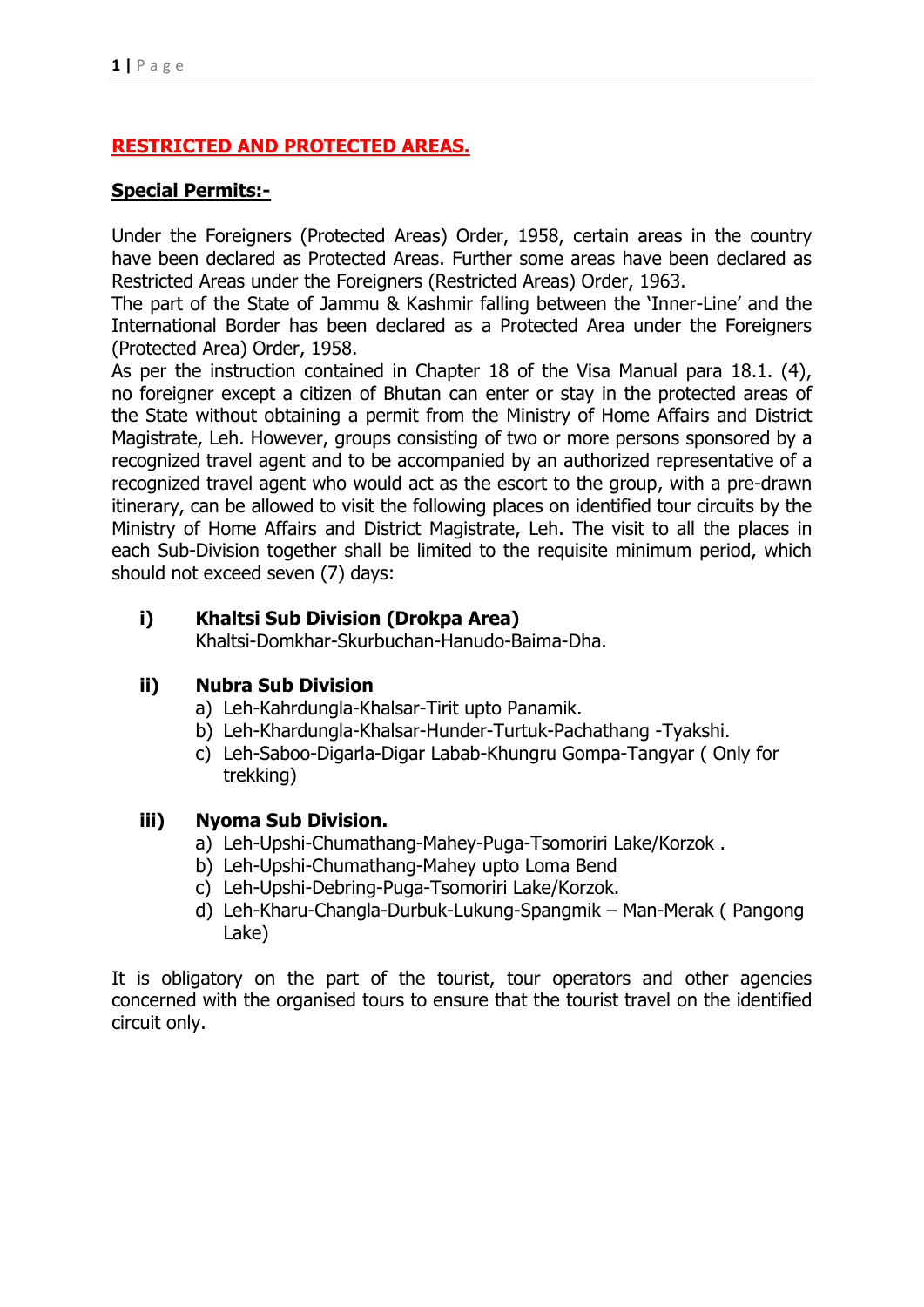## RESTRICTED AND PROTECTED AREAS.

### Special Permits:-

Under the Foreigners (Protected Areas) Order, 1958, certain areas in the country have been declared as Protected Areas. Further some areas have been declared as Restricted Areas under the Foreigners (Restricted Areas) Order, 1963.

The part of the State of Jammu & Kashmir falling between the 'Inner-Line' and the International Border has been declared as a Protected Area under the Foreigners (Protected Area) Order, 1958.

As per the instruction contained in Chapter 18 of the Visa Manual para 18.1. (4), no foreigner except a citizen of Bhutan can enter or stay in the protected areas of the State without obtaining a permit from the Ministry of Home Affairs and District Magistrate, Leh. However, groups consisting of two or more persons sponsored by a recognized travel agent and to be accompanied by an authorized representative of a recognized travel agent who would act as the escort to the group, with a pre-drawn itinerary, can be allowed to visit the following places on identified tour circuits by the Ministry of Home Affairs and District Magistrate, Leh. The visit to all the places in each Sub-Division together shall be limited to the requisite minimum period, which should not exceed seven (7) days:

**i) Khaltsi Sub Division (Drokpa Area)**
Khaltsi-Domkhar-Skurbuchan-Hanudo-Baima-Dha.

**ii) Nubra Sub Division**

a) Leh-Kahrdungla-Khalsar-Tirit upto Panamik.
b) Leh-Khardungla-Khalsar-Hunder-Turtuk-Pachathang -Tyakshi.
c) Leh-Saboo-Digarla-Digar Labab-Khungru Gompa-Tangyar ( Only for trekking)

**iii) Nyoma Sub Division.**

a) Leh-Upshi-Chumathang-Mahey-Puga-Tsomoriri Lake/Korzok .
b) Leh-Upshi-Chumathang-Mahey upto Loma Bend
c) Leh-Upshi-Debring-Puga-Tsomoriri Lake/Korzok.
d) Leh-Kharu-Changla-Durbuk-Lukung-Spangmik – Man-Merak ( Pangong Lake)

It is obligatory on the part of the tourist, tour operators and other agencies concerned with the organised tours to ensure that the tourist travel on the identified circuit only.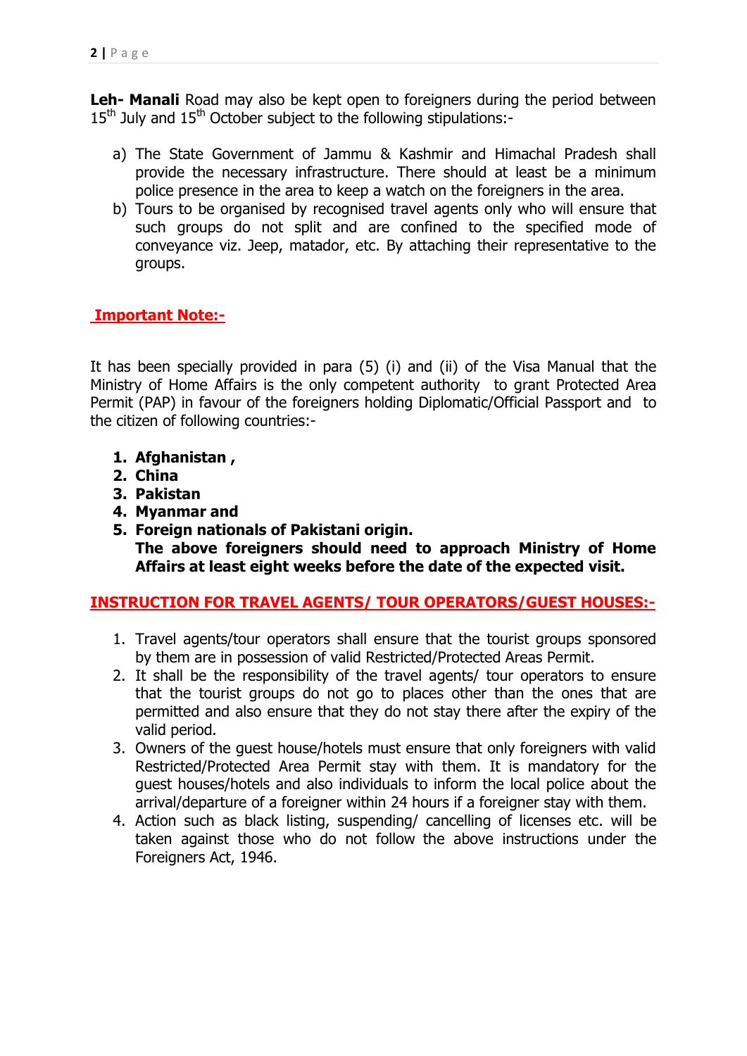**Leh- Manali** Road may also be kept open to foreigners during the period between 15th July and 15th October subject to the following stipulations:-

a) The State Government of Jammu & Kashmir and Himachal Pradesh shall provide the necessary infrastructure. There should at least be a minimum police presence in the area to keep a watch on the foreigners in the area.
b) Tours to be organised by recognised travel agents only who will ensure that such groups do not split and are confined to the specified mode of conveyance viz. Jeep, matador, etc. By attaching their representative to the groups.

**Important Note:-**

It has been specially provided in para (5) (i) and (ii) of the Visa Manual that the Ministry of Home Affairs is the only competent authority to grant Protected Area Permit (PAP) in favour of the foreigners holding Diplomatic/Official Passport and to the citizen of following countries:-

1. **Afghanistan ,**
2. **China**
3. **Pakistan**
4. **Myanmar and**
5. **Foreign nationals of Pakistani origin.**
   **The above foreigners should need to approach Ministry of Home Affairs at least eight weeks before the date of the expected visit.**

**INSTRUCTION FOR TRAVEL AGENTS/ TOUR OPERATORS/GUEST HOUSES:-**

1. Travel agents/tour operators shall ensure that the tourist groups sponsored by them are in possession of valid Restricted/Protected Areas Permit.
2. It shall be the responsibility of the travel agents/ tour operators to ensure that the tourist groups do not go to places other than the ones that are permitted and also ensure that they do not stay there after the expiry of the valid period.
3. Owners of the guest house/hotels must ensure that only foreigners with valid Restricted/Protected Area Permit stay with them. It is mandatory for the guest houses/hotels and also individuals to inform the local police about the arrival/departure of a foreigner within 24 hours if a foreigner stay with them.
4. Action such as black listing, suspending/ cancelling of licenses etc. will be taken against those who do not follow the above instructions under the Foreigners Act, 1946.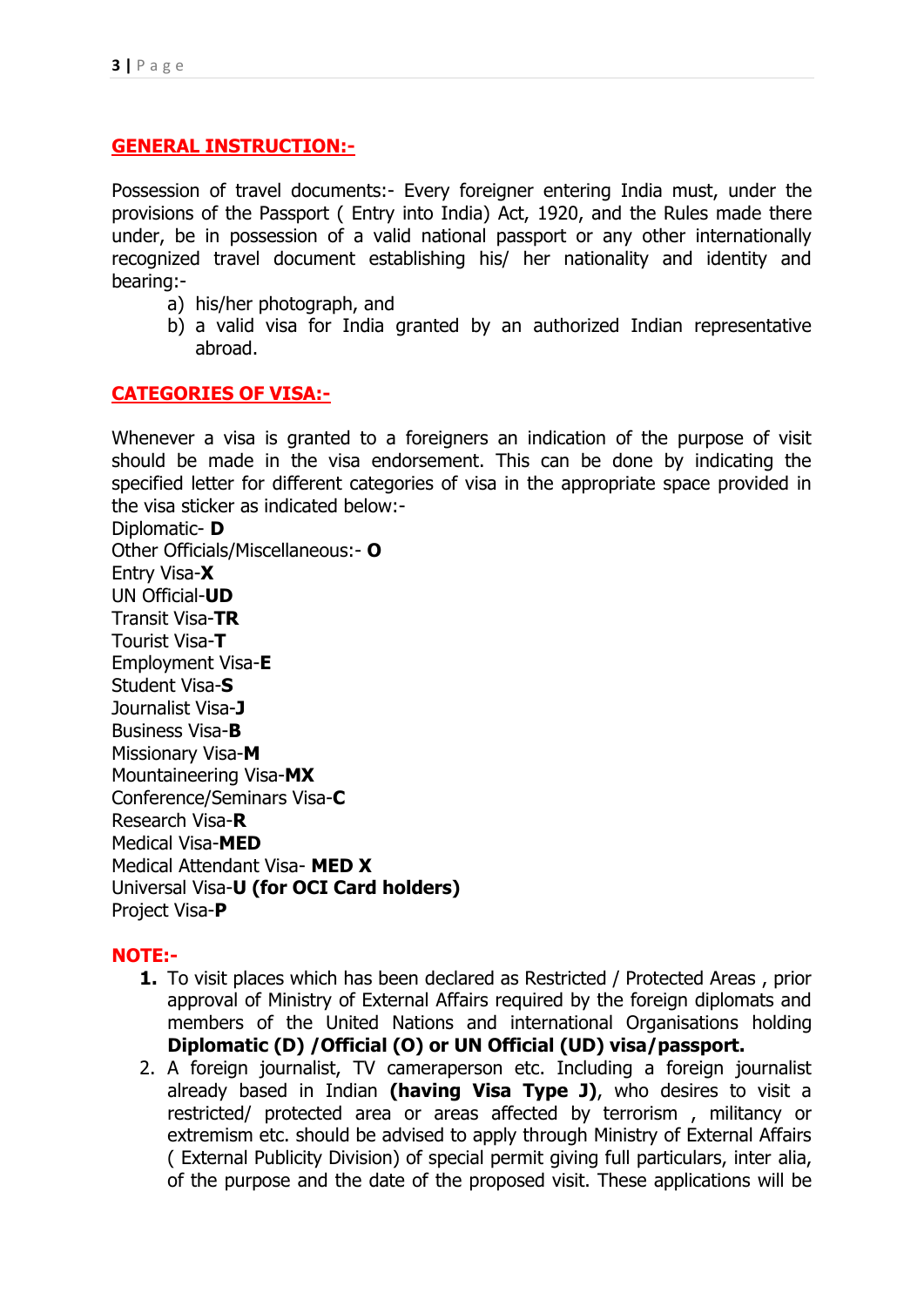## GENERAL INSTRUCTION:-

Possession of travel documents:- Every foreigner entering India must, under the provisions of the Passport ( Entry into India) Act, 1920, and the Rules made there under, be in possession of a valid national passport or any other internationally recognized travel document establishing his/ her nationality and identity and bearing:-

a) his/her photograph, and
b) a valid visa for India granted by an authorized Indian representative abroad.

## CATEGORIES OF VISA:-

Whenever a visa is granted to a foreigners an indication of the purpose of visit should be made in the visa endorsement. This can be done by indicating the specified letter for different categories of visa in the appropriate space provided in the visa sticker as indicated below:-

Diplomatic- **D**
Other Officials/Miscellaneous:- **O**
Entry Visa-**X**
UN Official-**UD**
Transit Visa-**TR**
Tourist Visa-**T**
Employment Visa-**E**
Student Visa-**S**
Journalist Visa-**J**
Business Visa-**B**
Missionary Visa-**M**
Mountaineering Visa-**MX**
Conference/Seminars Visa-**C**
Research Visa-**R**
Medical Visa-**MED**
Medical Attendant Visa- **MED X**
Universal Visa-**U (for OCI Card holders)**
Project Visa-**P**

**NOTE:-**

1. To visit places which has been declared as Restricted / Protected Areas , prior approval of Ministry of External Affairs required by the foreign diplomats and members of the United Nations and international Organisations holding **Diplomatic (D) /Official (O) or UN Official (UD) visa/passport.**
2. A foreign journalist, TV cameraperson etc. Including a foreign journalist already based in Indian **(having Visa Type J)**, who desires to visit a restricted/ protected area or areas affected by terrorism , militancy or extremism etc. should be advised to apply through Ministry of External Affairs ( External Publicity Division) of special permit giving full particulars, inter alia, of the purpose and the date of the proposed visit. These applications will be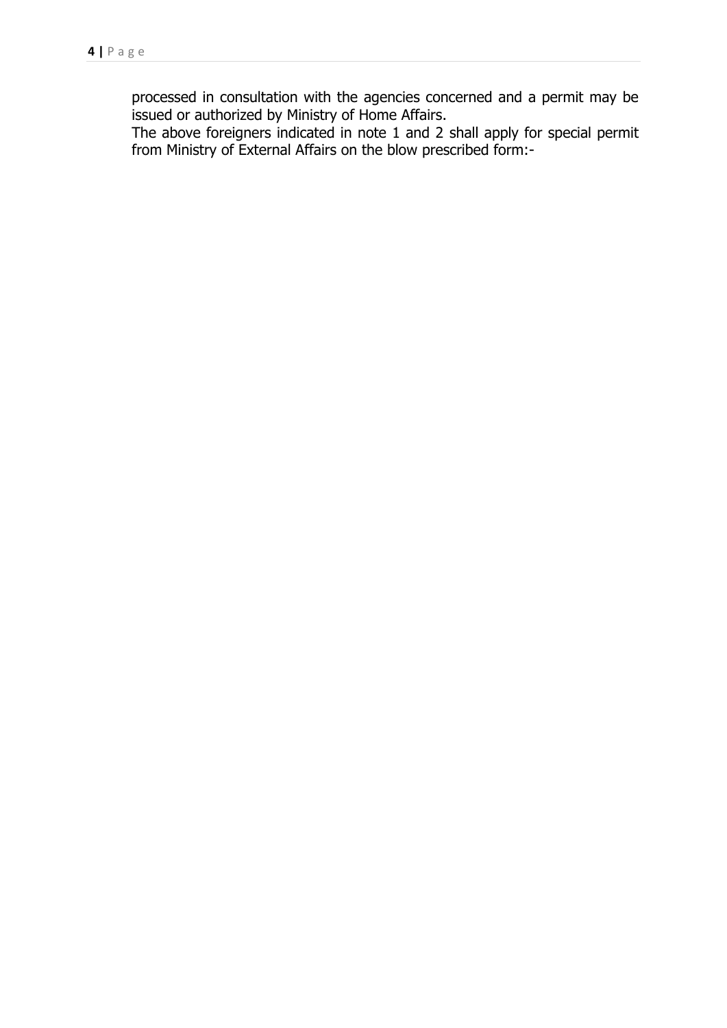processed in consultation with the agencies concerned and a permit may be issued or authorized by Ministry of Home Affairs.

The above foreigners indicated in note 1 and 2 shall apply for special permit from Ministry of External Affairs on the blow prescribed form:-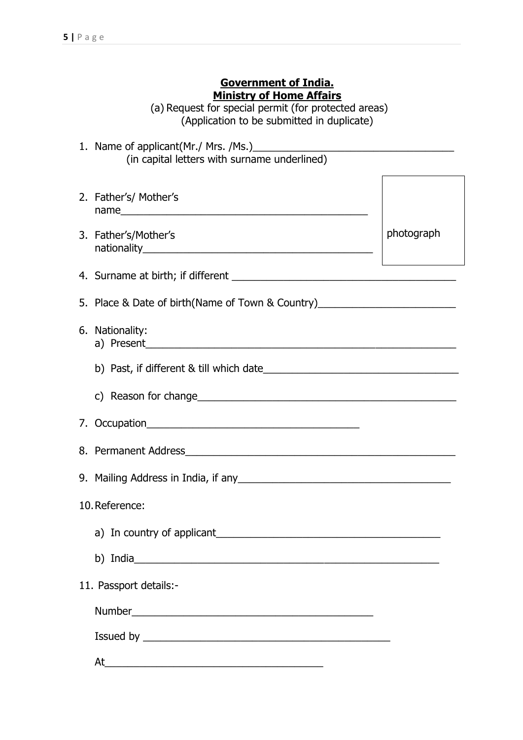**Government of India.**
**Ministry of Home Affairs**

(a) Request for special permit (for protected areas)
(Application to be submitted in duplicate)

1. Name of applicant(Mr./ Mrs. /Ms.)\_\_\_\_\_\_\_\_\_\_\_\_\_\_\_\_\_\_\_\_\_\_\_\_\_\_\_\_\_\_\_\_\_\_
   (in capital letters with surname underlined)

2. Father's/ Mother's name\_\_\_\_\_\_\_\_\_\_\_\_\_\_\_\_\_\_\_\_\_\_\_\_\_\_\_\_\_\_\_\_\_\_\_\_\_\_\_\_

3. Father's/Mother's nationality\_\_\_\_\_\_\_\_\_\_\_\_\_\_\_\_\_\_\_\_\_\_\_\_\_\_\_\_\_\_\_\_\_\_\_\_\_\_

   [photograph]

4. Surname at birth; if different \_\_\_\_\_\_\_\_\_\_\_\_\_\_\_\_\_\_\_\_\_\_\_\_\_\_\_\_\_\_\_\_\_\_\_\_\_\_

5. Place & Date of birth(Name of Town & Country)\_\_\_\_\_\_\_\_\_\_\_\_\_\_\_\_\_\_\_\_\_\_\_\_

6. Nationality:
   a) Present\_\_\_\_\_\_\_\_\_\_\_\_\_\_\_\_\_\_\_\_\_\_\_\_\_\_\_\_\_\_\_\_\_\_\_\_\_\_\_\_\_\_\_\_\_\_\_\_\_\_\_\_\_\_
   b) Past, if different & till which date\_\_\_\_\_\_\_\_\_\_\_\_\_\_\_\_\_\_\_\_\_\_\_\_\_\_\_\_\_\_\_\_\_\_
   c) Reason for change\_\_\_\_\_\_\_\_\_\_\_\_\_\_\_\_\_\_\_\_\_\_\_\_\_\_\_\_\_\_\_\_\_\_\_\_\_\_\_\_\_\_\_\_

7. Occupation\_\_\_\_\_\_\_\_\_\_\_\_\_\_\_\_\_\_\_\_\_\_\_\_\_\_\_\_\_\_\_\_\_\_\_\_\_\_

8. Permanent Address\_\_\_\_\_\_\_\_\_\_\_\_\_\_\_\_\_\_\_\_\_\_\_\_\_\_\_\_\_\_\_\_\_\_\_\_\_\_\_\_\_\_\_\_\_\_\_

9. Mailing Address in India, if any\_\_\_\_\_\_\_\_\_\_\_\_\_\_\_\_\_\_\_\_\_\_\_\_\_\_\_\_\_\_\_\_\_\_\_\_\_

10. Reference:
    a) In country of applicant\_\_\_\_\_\_\_\_\_\_\_\_\_\_\_\_\_\_\_\_\_\_\_\_\_\_\_\_\_\_\_\_\_\_\_\_\_\_\_
    b) India\_\_\_\_\_\_\_\_\_\_\_\_\_\_\_\_\_\_\_\_\_\_\_\_\_\_\_\_\_\_\_\_\_\_\_\_\_\_\_\_\_\_\_\_\_\_\_\_\_\_\_\_\_

11. Passport details:-

    Number\_\_\_\_\_\_\_\_\_\_\_\_\_\_\_\_\_\_\_\_\_\_\_\_\_\_\_\_\_\_\_\_\_\_\_\_\_\_\_\_\_\_

    Issued by \_\_\_\_\_\_\_\_\_\_\_\_\_\_\_\_\_\_\_\_\_\_\_\_\_\_\_\_\_\_\_\_\_\_\_\_\_\_\_\_\_\_

    At\_\_\_\_\_\_\_\_\_\_\_\_\_\_\_\_\_\_\_\_\_\_\_\_\_\_\_\_\_\_\_\_\_\_\_\_\_\_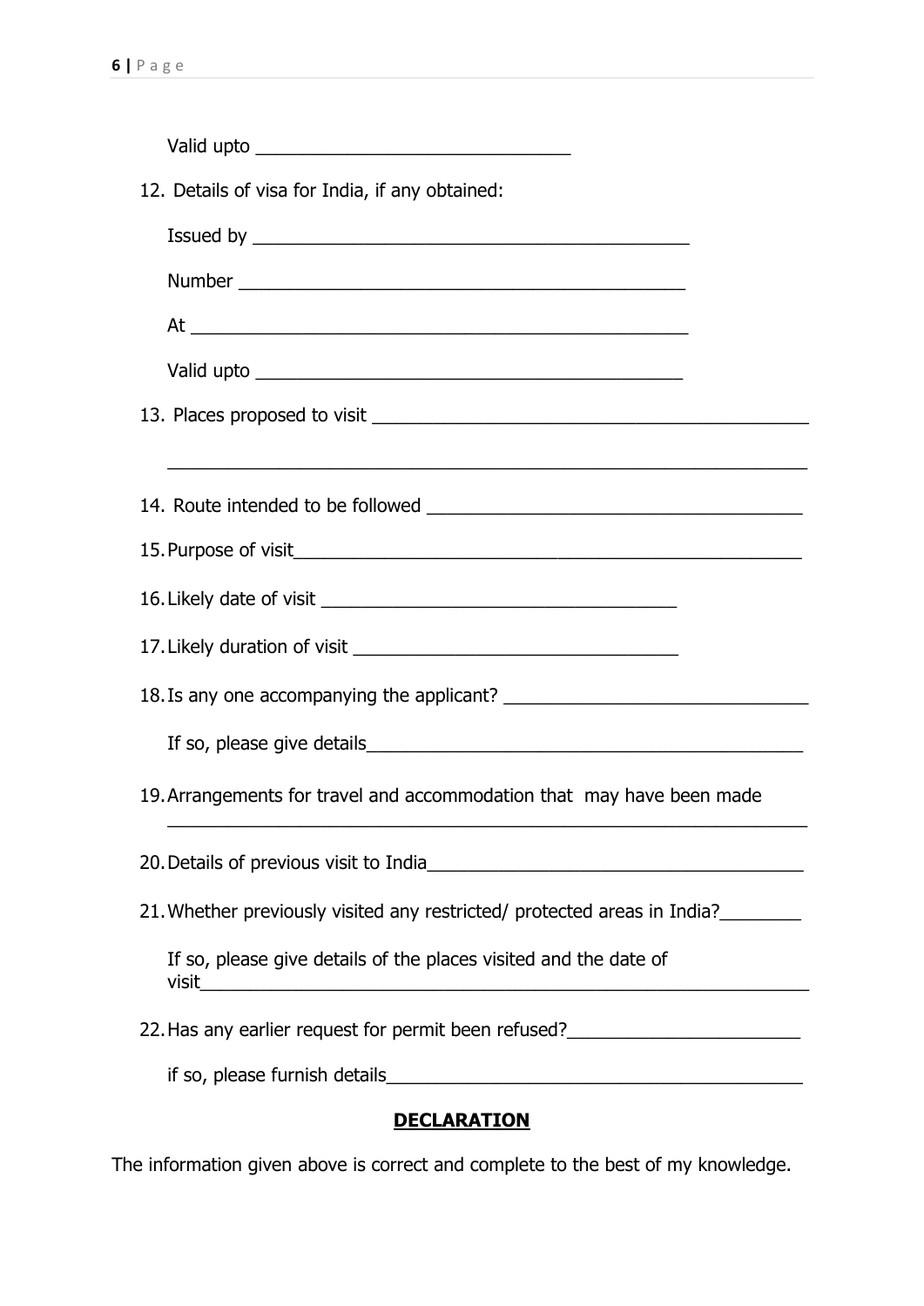Valid upto ______________________________

12. Details of visa for India, if any obtained:

    Issued by __________________________________________

    Number __________________________________________

    At ______________________________________________

    Valid upto _________________________________________

13. Places proposed to visit ____________________________________________

    ______________________________________________________________

14. Route intended to be followed ____________________________________

15. Purpose of visit__________________________________________________

16. Likely date of visit ___________________________________

17. Likely duration of visit _______________________________

18. Is any one accompanying the applicant? ______________________________

    If so, please give details___________________________________________

19. Arrangements for travel and accommodation that may have been made

    ______________________________________________________________

20. Details of previous visit to India_____________________________________

21. Whether previously visited any restricted/ protected areas in India?________

    If so, please give details of the places visited and the date of visit______________________________________________________________

22. Has any earlier request for permit been refused?_______________________

    if so, please furnish details________________________________________

## DECLARATION

The information given above is correct and complete to the best of my knowledge.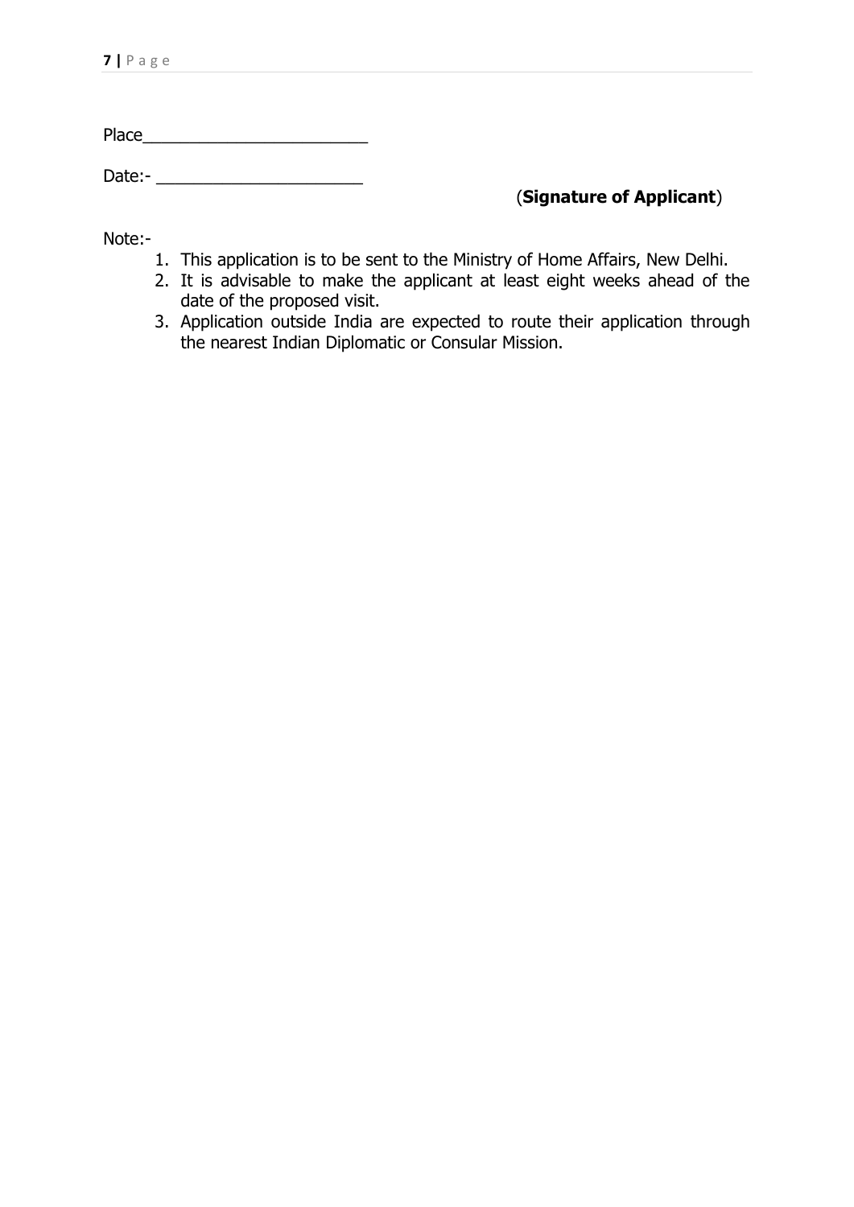Place________________________

Date:- ______________________

(**Signature of Applicant**)

Note:-

1. This application is to be sent to the Ministry of Home Affairs, New Delhi.
2. It is advisable to make the applicant at least eight weeks ahead of the date of the proposed visit.
3. Application outside India are expected to route their application through the nearest Indian Diplomatic or Consular Mission.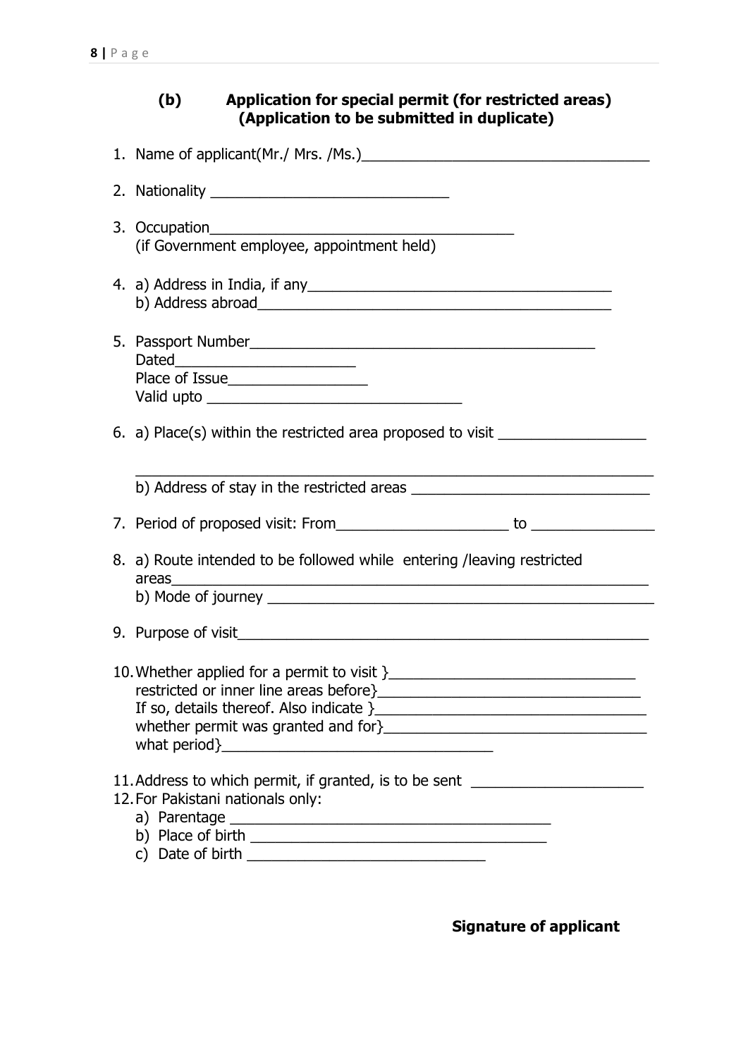### (b) Application for special permit (for restricted areas) (Application to be submitted in duplicate)

1. Name of applicant(Mr./ Mrs. /Ms.)____________________________________

2. Nationality ______________________________

3. Occupation_______________________________________
   (if Government employee, appointment held)

4. a) Address in India, if any_______________________________________
   b) Address abroad_____________________________________________

5. Passport Number___________________________________________
   Dated______________________
   Place of Issue_________________
   Valid upto ________________________________

6. a) Place(s) within the restricted area proposed to visit __________________
   _________________________________________________________________
   b) Address of stay in the restricted areas ______________________________

7. Period of proposed visit: From______________________ to _______________

8. a) Route intended to be followed while entering /leaving restricted areas___________________________________________________________
   b) Mode of journey ________________________________________________

9. Purpose of visit____________________________________________________

10. Whether applied for a permit to visit }_______________________________
    restricted or inner line areas before}_________________________________
    If so, details thereof. Also indicate }_________________________________
    whether permit was granted and for}__________________________________
    what period}___________________________________

11. Address to which permit, if granted, is to be sent ______________________

12. For Pakistani nationals only:
    a) Parentage _________________________________________
    b) Place of birth ______________________________________
    c) Date of birth _______________________________

**Signature of applicant**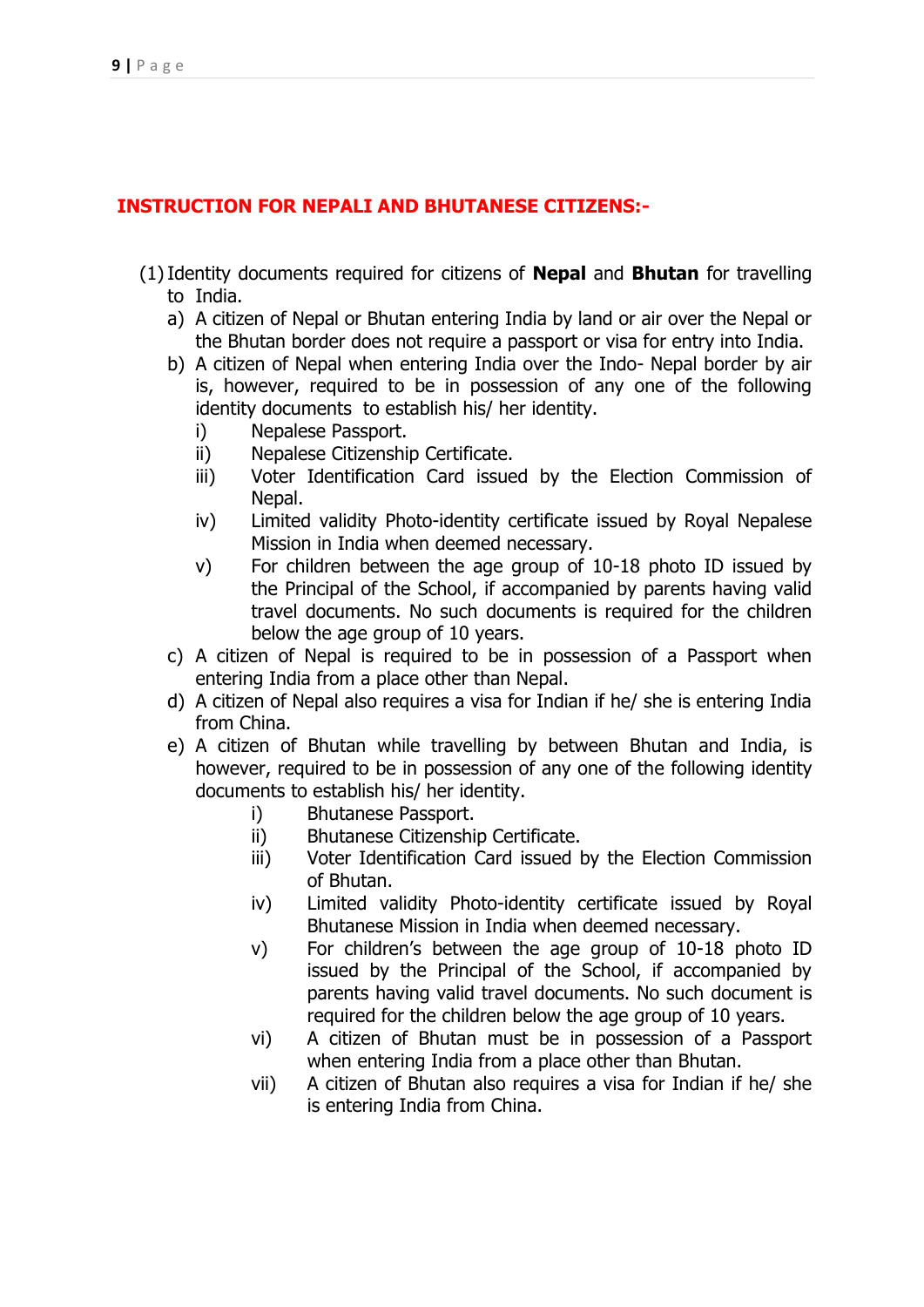## INSTRUCTION FOR NEPALI AND BHUTANESE CITIZENS:-

(1) Identity documents required for citizens of **Nepal** and **Bhutan** for travelling to India.

a) A citizen of Nepal or Bhutan entering India by land or air over the Nepal or the Bhutan border does not require a passport or visa for entry into India.

b) A citizen of Nepal when entering India over the Indo- Nepal border by air is, however, required to be in possession of any one of the following identity documents to establish his/ her identity.

   i) Nepalese Passport.
   ii) Nepalese Citizenship Certificate.
   iii) Voter Identification Card issued by the Election Commission of Nepal.
   iv) Limited validity Photo-identity certificate issued by Royal Nepalese Mission in India when deemed necessary.
   v) For children between the age group of 10-18 photo ID issued by the Principal of the School, if accompanied by parents having valid travel documents. No such documents is required for the children below the age group of 10 years.

c) A citizen of Nepal is required to be in possession of a Passport when entering India from a place other than Nepal.

d) A citizen of Nepal also requires a visa for Indian if he/ she is entering India from China.

e) A citizen of Bhutan while travelling by between Bhutan and India, is however, required to be in possession of any one of the following identity documents to establish his/ her identity.

   i) Bhutanese Passport.
   ii) Bhutanese Citizenship Certificate.
   iii) Voter Identification Card issued by the Election Commission of Bhutan.
   iv) Limited validity Photo-identity certificate issued by Royal Bhutanese Mission in India when deemed necessary.
   v) For children's between the age group of 10-18 photo ID issued by the Principal of the School, if accompanied by parents having valid travel documents. No such document is required for the children below the age group of 10 years.
   vi) A citizen of Bhutan must be in possession of a Passport when entering India from a place other than Bhutan.
   vii) A citizen of Bhutan also requires a visa for Indian if he/ she is entering India from China.